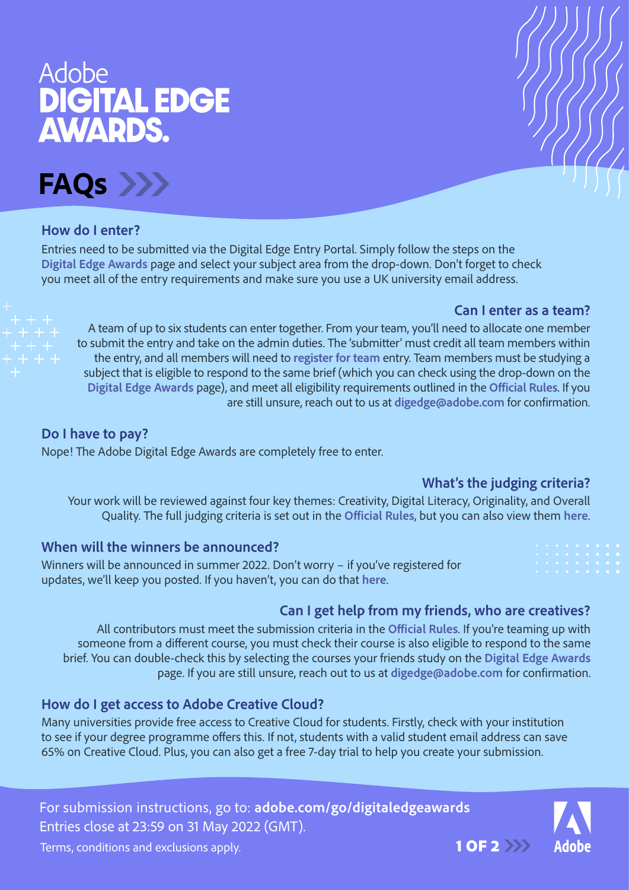# Adobe DIGITAL EDGE AWARDS.

## FAQs

### How do I enter?

Entries need to be submitted via the Digital Edge Entry Portal. Simply follow the steps on the **Digital Edge Awards** page and select your subject area from the drop-down. Don't forget to check you meet all of the entry requirements and make sure you use a UK university email address.

### Can I enter as a team?

A team of up to six students can enter together. From your team, you'll need to allocate one member to submit the entry and take on the admin duties. The 'submitter' must credit all team members within the entry, and all members will need to **register for team** entry. Team members must be studying a subject that is eligible to respond to the same brief (which you can check using the drop-down on the **Digital Edge Awards** page), and meet all eligibility requirements outlined in the **Official Rules**. If you are still unsure, reach out to us at **digedge@adobe.com** for confirmation.

### Do I have to pay?

Nope! The Adobe Digital Edge Awards are completely free to enter.

### What's the judging criteria?

Your work will be reviewed against four key themes: Creativity, Digital Literacy, Originality, and Overall Quality. The full judging criteria is set out in the **Official Rules**, but you can also view them **here**.

### When will the winners be announced?

Winners will be announced in summer 2022. Don't worry – if you've registered for updates, we'll keep you posted. If you haven't, you can do that **here**.

### Can I get help from my friends, who are creatives?

All contributors must meet the submission criteria in the **Official Rules**. If you're teaming up with someone from a different course, you must check their course is also eligible to respond to the same brief. You can double-check this by selecting the courses your friends study on the **Digital Edge Awards** page. If you are still unsure, reach out to us at **digedge@adobe.com** for confirmation.

### How do I get access to Adobe Creative Cloud?

Many universities provide free access to Creative Cloud for students. Firstly, check with your institution to see if your degree programme offers this. If not, students with a valid student email address can save 65% on Creative Cloud. Plus, you can also get a free 7-day trial to help you create your submission.

For submission instructions, go to: **adobe.com/go/digitaledgeawards**
Entries close at 23:59 on 31 May 2022 (GMT).
Terms, conditions and exclusions apply.

Adobe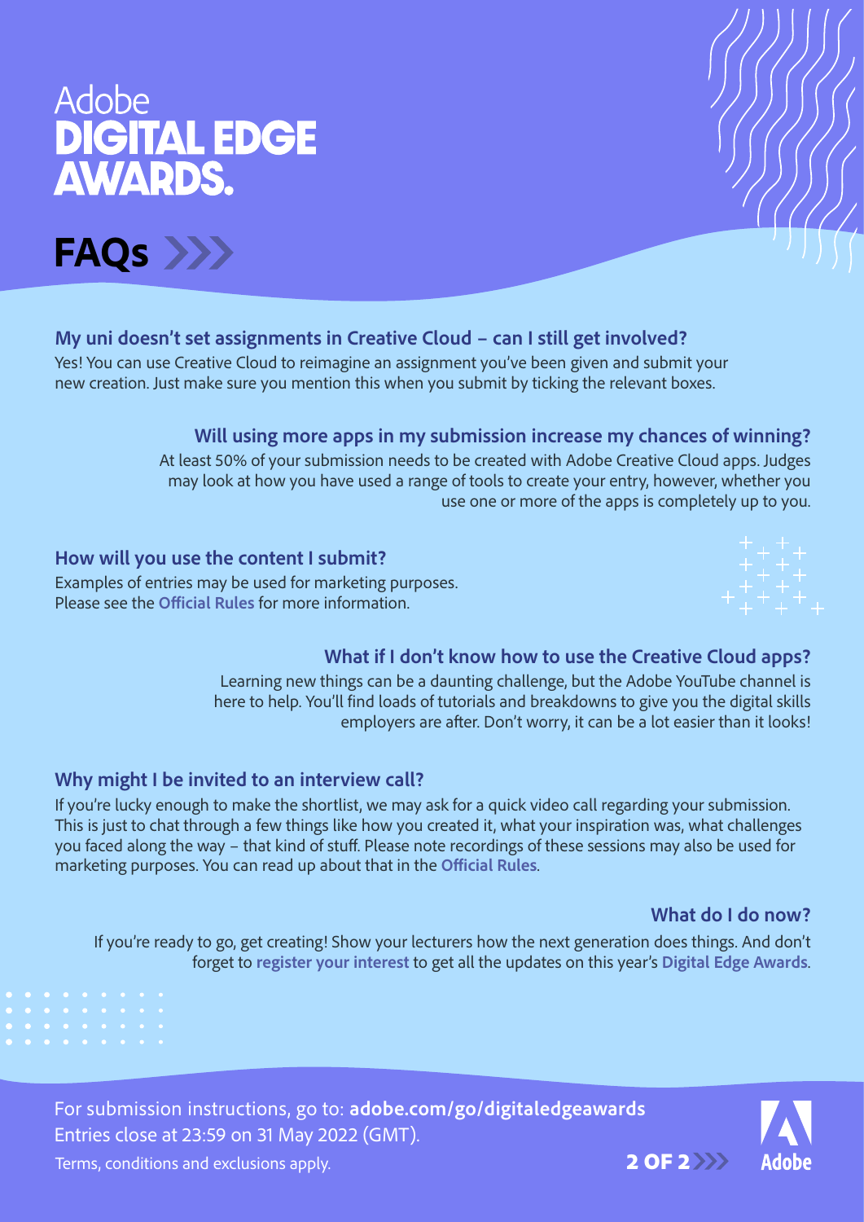# Adobe DIGITAL EDGE AWARDS.

## FAQs

### My uni doesn't set assignments in Creative Cloud – can I still get involved?

Yes! You can use Creative Cloud to reimagine an assignment you've been given and submit your new creation. Just make sure you mention this when you submit by ticking the relevant boxes.

### Will using more apps in my submission increase my chances of winning?

At least 50% of your submission needs to be created with Adobe Creative Cloud apps. Judges may look at how you have used a range of tools to create your entry, however, whether you use one or more of the apps is completely up to you.

### How will you use the content I submit?

Examples of entries may be used for marketing purposes. Please see the **Official Rules** for more information.

### What if I don't know how to use the Creative Cloud apps?

Learning new things can be a daunting challenge, but the Adobe YouTube channel is here to help. You'll find loads of tutorials and breakdowns to give you the digital skills employers are after. Don't worry, it can be a lot easier than it looks!

### Why might I be invited to an interview call?

If you're lucky enough to make the shortlist, we may ask for a quick video call regarding your submission. This is just to chat through a few things like how you created it, what your inspiration was, what challenges you faced along the way – that kind of stuff. Please note recordings of these sessions may also be used for marketing purposes. You can read up about that in the **Official Rules**.

### What do I do now?

If you're ready to go, get creating! Show your lecturers how the next generation does things. And don't forget to **register your interest** to get all the updates on this year's **Digital Edge Awards**.

For submission instructions, go to: **adobe.com/go/digitaledgeawards**
Entries close at 23:59 on 31 May 2022 (GMT).
Terms, conditions and exclusions apply.